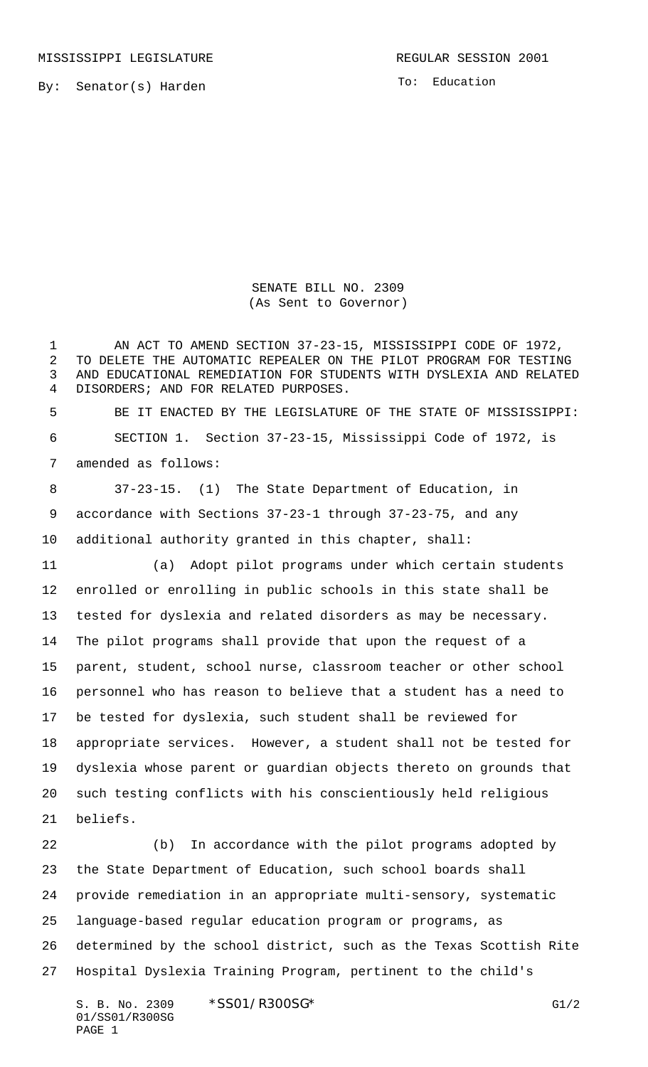MISSISSIPPI LEGISLATURE REGULAR SESSION 2001

By: Senator(s) Harden

To: Education

SENATE BILL NO. 2309
(As Sent to Governor)

AN ACT TO AMEND SECTION 37-23-15, MISSISSIPPI CODE OF 1972, TO DELETE THE AUTOMATIC REPEALER ON THE PILOT PROGRAM FOR TESTING AND EDUCATIONAL REMEDIATION FOR STUDENTS WITH DYSLEXIA AND RELATED DISORDERS; AND FOR RELATED PURPOSES.

BE IT ENACTED BY THE LEGISLATURE OF THE STATE OF MISSISSIPPI:

SECTION 1. Section 37-23-15, Mississippi Code of 1972, is amended as follows:

37-23-15. (1) The State Department of Education, in accordance with Sections 37-23-1 through 37-23-75, and any additional authority granted in this chapter, shall:

(a) Adopt pilot programs under which certain students enrolled or enrolling in public schools in this state shall be tested for dyslexia and related disorders as may be necessary. The pilot programs shall provide that upon the request of a parent, student, school nurse, classroom teacher or other school personnel who has reason to believe that a student has a need to be tested for dyslexia, such student shall be reviewed for appropriate services. However, a student shall not be tested for dyslexia whose parent or guardian objects thereto on grounds that such testing conflicts with his conscientiously held religious beliefs.

(b) In accordance with the pilot programs adopted by the State Department of Education, such school boards shall provide remediation in an appropriate multi-sensory, systematic language-based regular education program or programs, as determined by the school district, such as the Texas Scottish Rite Hospital Dyslexia Training Program, pertinent to the child's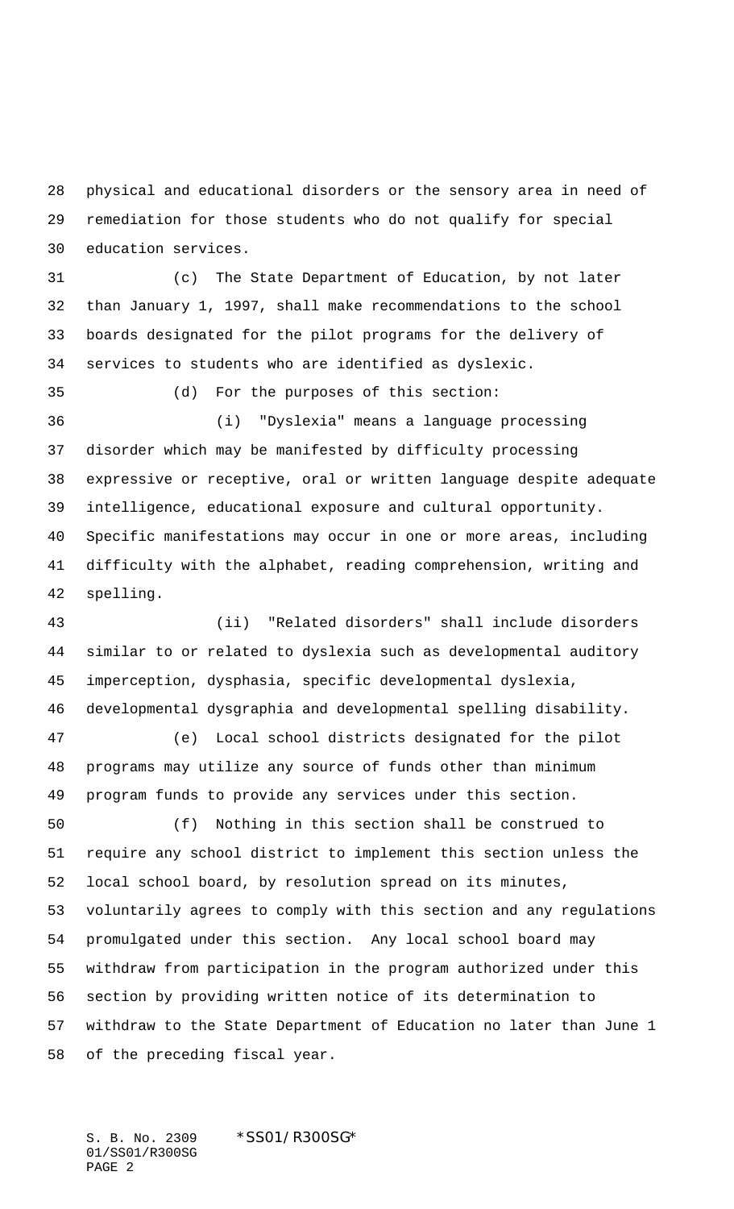physical and educational disorders or the sensory area in need of remediation for those students who do not qualify for special education services.

(c) The State Department of Education, by not later than January 1, 1997, shall make recommendations to the school boards designated for the pilot programs for the delivery of services to students who are identified as dyslexic.

(d) For the purposes of this section:

(i) "Dyslexia" means a language processing disorder which may be manifested by difficulty processing expressive or receptive, oral or written language despite adequate intelligence, educational exposure and cultural opportunity. Specific manifestations may occur in one or more areas, including difficulty with the alphabet, reading comprehension, writing and spelling.

(ii) "Related disorders" shall include disorders similar to or related to dyslexia such as developmental auditory imperception, dysphasia, specific developmental dyslexia, developmental dysgraphia and developmental spelling disability.

(e) Local school districts designated for the pilot programs may utilize any source of funds other than minimum program funds to provide any services under this section.

(f) Nothing in this section shall be construed to require any school district to implement this section unless the local school board, by resolution spread on its minutes, voluntarily agrees to comply with this section and any regulations promulgated under this section. Any local school board may withdraw from participation in the program authorized under this section by providing written notice of its determination to withdraw to the State Department of Education no later than June 1 of the preceding fiscal year.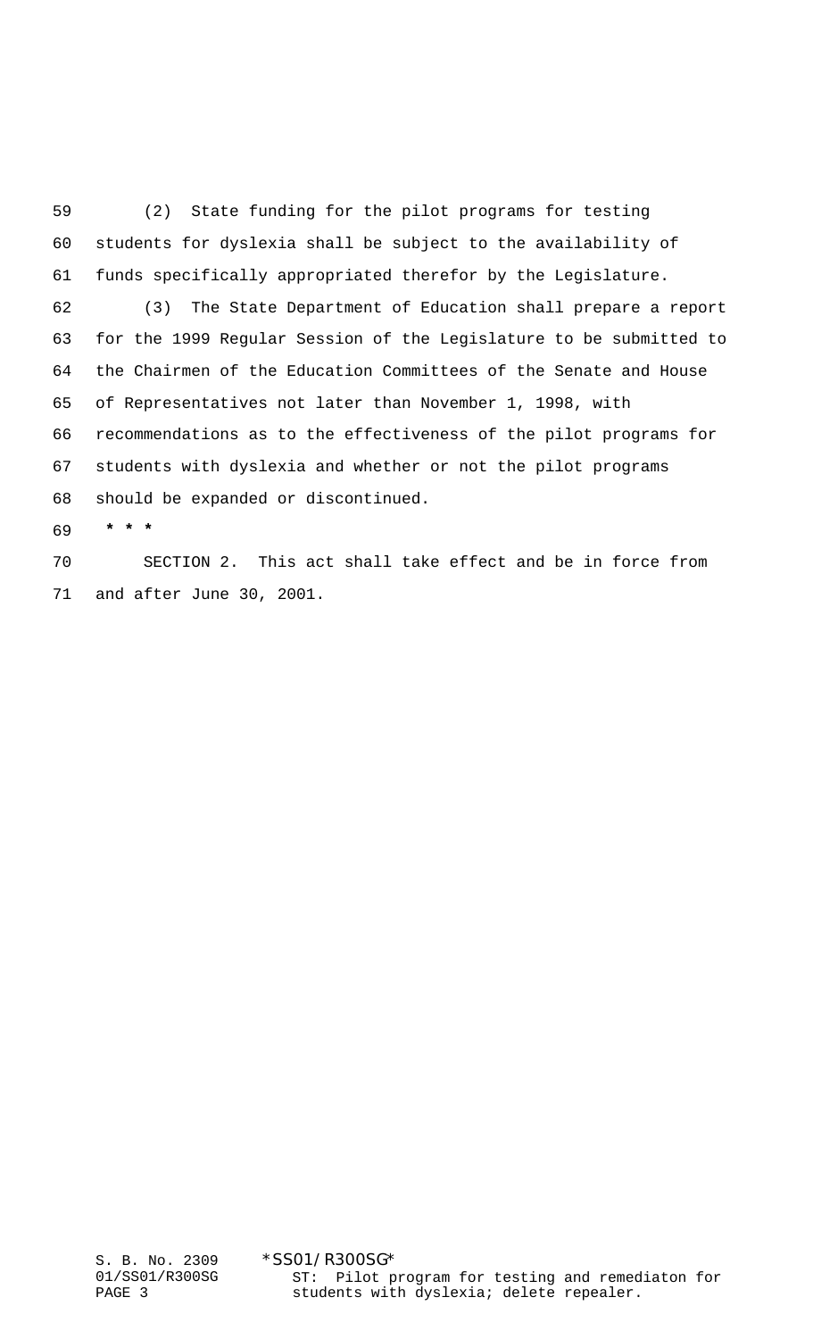(2) State funding for the pilot programs for testing students for dyslexia shall be subject to the availability of funds specifically appropriated therefor by the Legislature.

(3) The State Department of Education shall prepare a report for the 1999 Regular Session of the Legislature to be submitted to the Chairmen of the Education Committees of the Senate and House of Representatives not later than November 1, 1998, with recommendations as to the effectiveness of the pilot programs for students with dyslexia and whether or not the pilot programs should be expanded or discontinued.

* * *

SECTION 2. This act shall take effect and be in force from and after June 30, 2001.

S. B. No. 2309 *SS01/R300SG*
01/SS01/R300SG
ST: Pilot program for testing and remediaton for students with dyslexia; delete repealer.